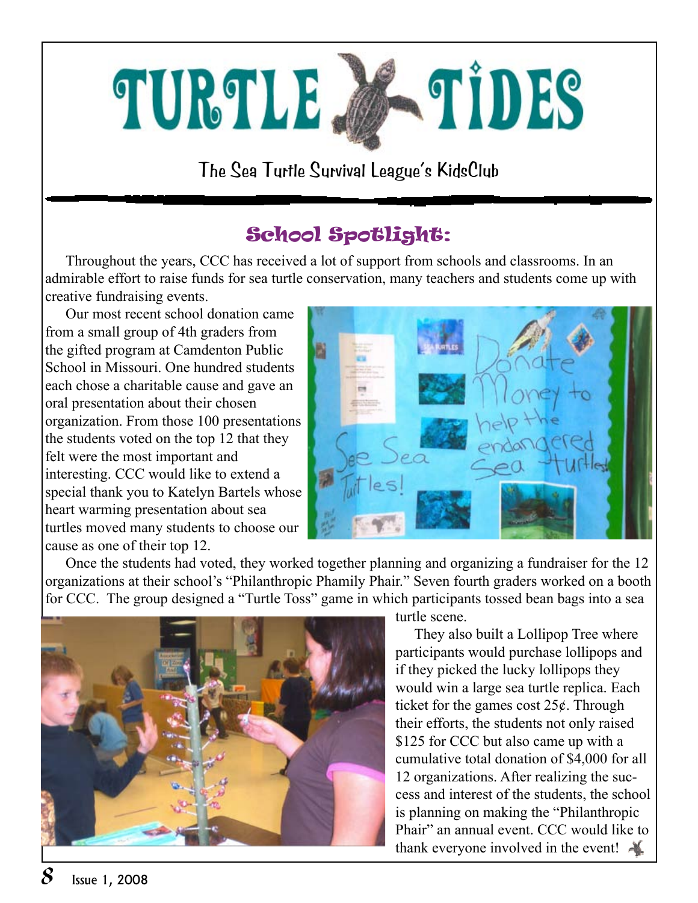# TURTLE TIDES

The Sea Turtle Survival League's KidsClub

## School Spotlight:

Throughout the years, CCC has received a lot of support from schools and classrooms. In an admirable effort to raise funds for sea turtle conservation, many teachers and students come up with creative fundraising events.

Our most recent school donation came from a small group of 4th graders from the gifted program at Camdenton Public School in Missouri. One hundred students each chose a charitable cause and gave an oral presentation about their chosen organization. From those 100 presentations the students voted on the top 12 that they felt were the most important and interesting. CCC would like to extend a special thank you to Katelyn Bartels whose heart warming presentation about sea turtles moved many students to choose our cause as one of their top 12.

Once the students had voted, they worked together planning and organizing a fundraiser for the 12 organizations at their school's "Philanthropic Phamily Phair." Seven fourth graders worked on a booth for CCC. The group designed a "Turtle Toss" game in which participants tossed bean bags into a sea turtle scene.

They also built a Lollipop Tree where participants would purchase lollipops and if they picked the lucky lollipops they would win a large sea turtle replica. Each ticket for the games cost 25¢. Through their efforts, the students not only raised $125 for CCC but also came up with a cumulative total donation of $4,000 for all 12 organizations. After realizing the success and interest of the students, the school is planning on making the "Philanthropic Phair" an annual event. CCC would like to thank everyone involved in the event!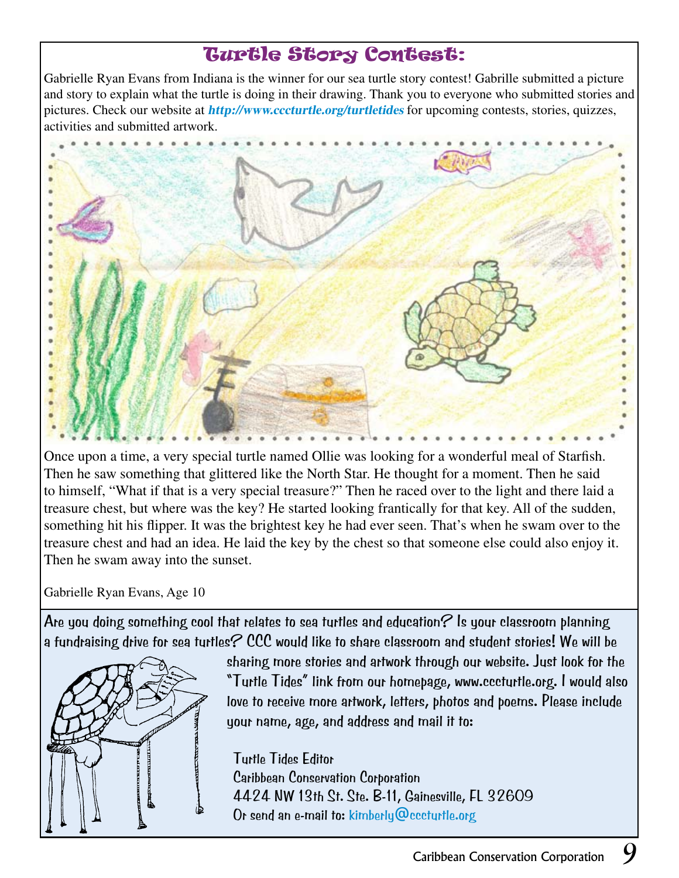# Turtle Story Contest:

Gabrielle Ryan Evans from Indiana is the winner for our sea turtle story contest! Gabrille submitted a picture and story to explain what the turtle is doing in their drawing. Thank you to everyone who submitted stories and pictures. Check our website at ***http://www.cccturtle.org/turtletides*** for upcoming contests, stories, quizzes, activities and submitted artwork.

Once upon a time, a very special turtle named Ollie was looking for a wonderful meal of Starfish. Then he saw something that glittered like the North Star. He thought for a moment. Then he said to himself, "What if that is a very special treasure?" Then he raced over to the light and there laid a treasure chest, but where was the key? He started looking frantically for that key. All of the sudden, something hit his flipper. It was the brightest key he had ever seen. That's when he swam over to the treasure chest and had an idea. He laid the key by the chest so that someone else could also enjoy it. Then he swam away into the sunset.

Gabrielle Ryan Evans, Age 10

Are you doing something cool that relates to sea turtles and education? Is your classroom planning a fundraising drive for sea turtles? CCC would like to share classroom and student stories! We will be sharing more stories and artwork through our website. Just look for the "Turtle Tides" link from our homepage, www.cccturtle.org. I would also love to receive more artwork, letters, photos and poems. Please include your name, age, and address and mail it to:

Turtle Tides Editor
Caribbean Conservation Corporation
4424 NW 13th St. Ste. B-11, Gainesville, FL 32609
Or send an e-mail to: kimberly@cccturtle.org